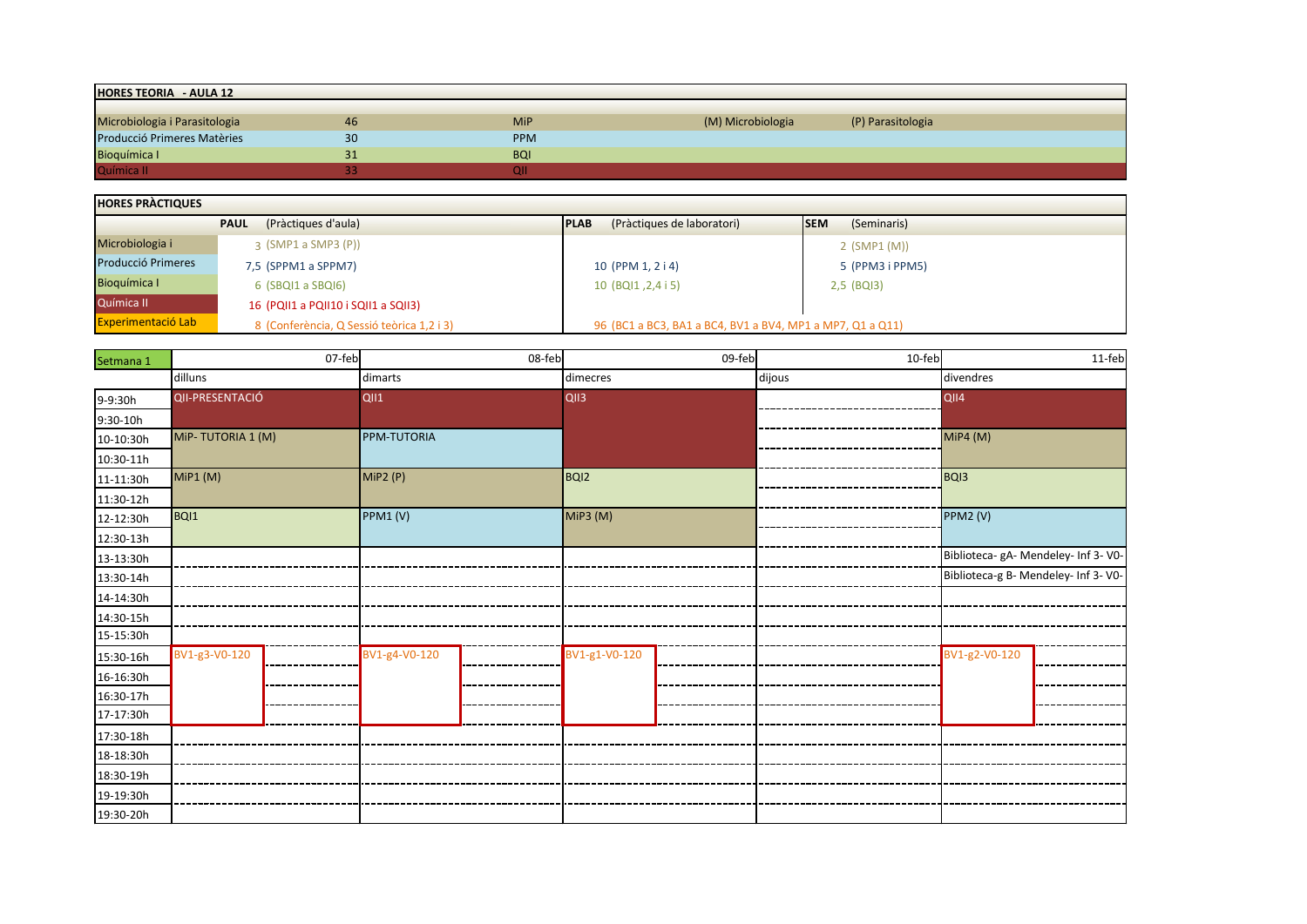| HORES TEORIA - AULA 12 | | | | |
|---|---|---|---|---|
| Microbiologia i Parasitologia | 46 | MiP | (M) Microbiologia | (P) Parasitologia |
| Producció Primeres Matèries | 30 | PPM | | |
| Bioquímica I | 31 | BQI | | |
| Química II | 33 | QII | | |

| HORES PRÀCTIQUES | PAUL (Pràctiques d'aula) | PLAB (Pràctiques de laboratori) | SEM (Seminaris) |
|---|---|---|---|
| Microbiologia i | 3 (SMP1 a SMP3 (P)) | | 2 (SMP1 (M)) |
| Producció Primeres | 7,5 (SPPM1 a SPPM7) | 10 (PPM 1, 2 i 4) | 5 (PPM3 i PPM5) |
| Bioquímica I | 6 (SBQI1 a SBQI6) | 10 (BQI1 ,2,4 i 5) | 2,5 (BQI3) |
| Química II | 16 (PQII1 a PQII10 i SQII1 a SQII3) | | |
| Experimentació Lab | 8 (Conferència, Q Sessió teòrica 1,2 i 3) | 96 (BC1 a BC3, BA1 a BC4, BV1 a BV4, MP1 a MP7, Q1 a Q11) | |

| Setmana 1 | 07-feb | 08-feb | 09-feb | 10-feb | 11-feb |
|---|---|---|---|---|---|
| | dilluns | dimarts | dimecres | dijous | divendres |
| 9-9:30h | QII-PRESENTACIÓ | QII1 | QII3 | | QII4 |
| 9:30-10h | | | | | |
| 10-10:30h | MiP- TUTORIA 1 (M) | PPM-TUTORIA | | | MiP4 (M) |
| 10:30-11h | | | | | |
| 11-11:30h | MiP1 (M) | MiP2 (P) | BQI2 | | BQI3 |
| 11:30-12h | | | | | |
| 12-12:30h | BQI1 | PPM1 (V) | MiP3 (M) | | PPM2 (V) |
| 12:30-13h | | | | | |
| 13-13:30h | | | | | Biblioteca- gA- Mendeley- Inf 3- V0- |
| 13:30-14h | | | | | Biblioteca-g B- Mendeley- Inf 3- V0- |
| 14-14:30h | | | | | |
| 14:30-15h | | | | | |
| 15-15:30h | | | | | |
| 15:30-16h | BV1-g3-V0-120 | BV1-g4-V0-120 | BV1-g1-V0-120 | | BV1-g2-V0-120 |
| 16-16:30h | | | | | |
| 16:30-17h | | | | | |
| 17-17:30h | | | | | |
| 17:30-18h | | | | | |
| 18-18:30h | | | | | |
| 18:30-19h | | | | | |
| 19-19:30h | | | | | |
| 19:30-20h | | | | | |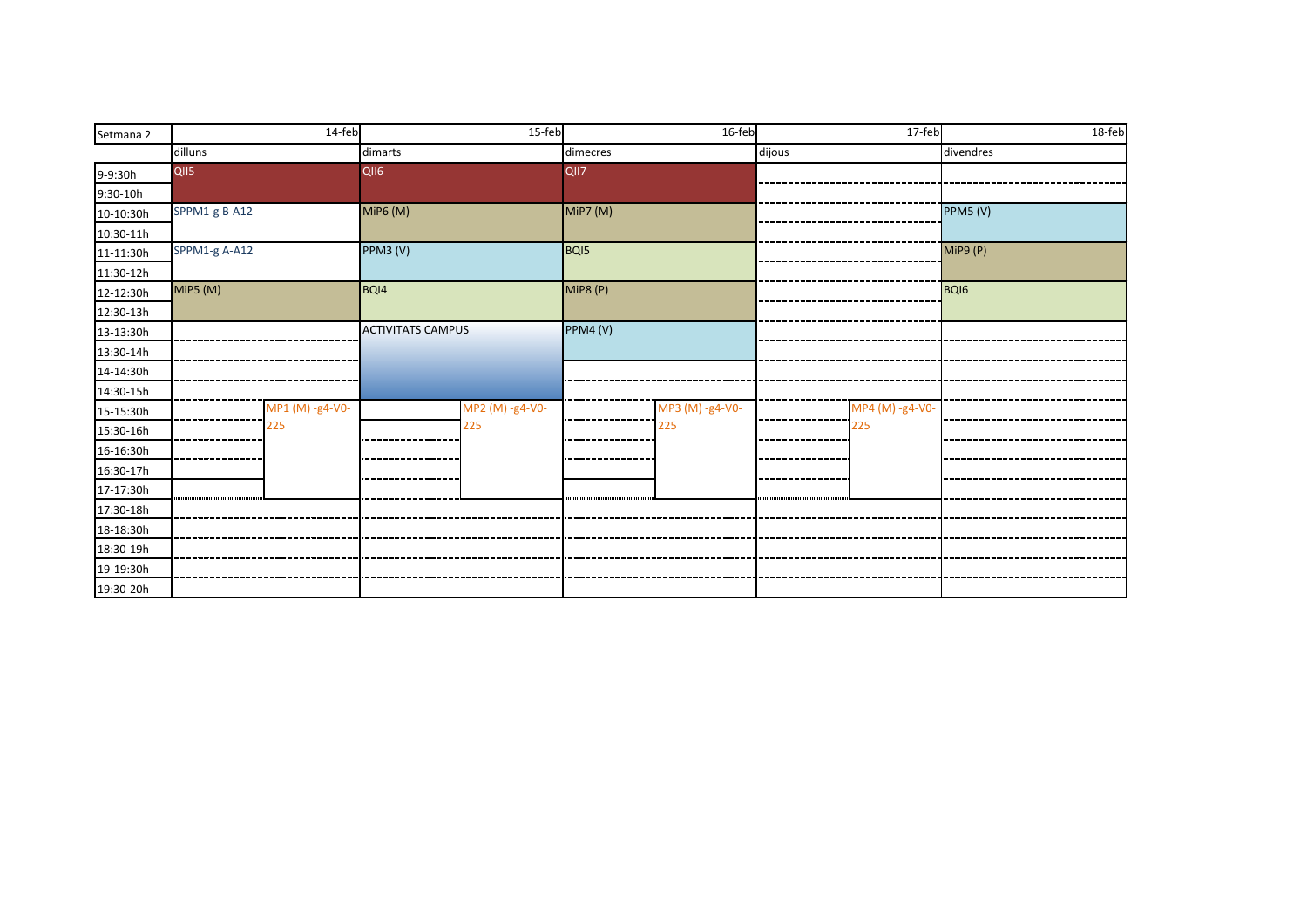| Setmana 2 | 14-feb | 15-feb | 16-feb | 17-feb | 18-feb |
|---|---|---|---|---|---|
| | dilluns | dimarts | dimecres | dijous | divendres |
| 9-9:30h | QII5 | QII6 | QII7 | | |
| 9:30-10h | | | | | |
| 10-10:30h | SPPM1-g B-A12 | MiP6 (M) | MiP7 (M) | | PPM5 (V) |
| 10:30-11h | | | | | |
| 11-11:30h | SPPM1-g A-A12 | PPM3 (V) | BQI5 | | MiP9 (P) |
| 11:30-12h | | | | | |
| 12-12:30h | MiP5 (M) | BQI4 | MiP8 (P) | | BQI6 |
| 12:30-13h | | | | | |
| 13-13:30h | | ACTIVITATS CAMPUS | PPM4 (V) | | |
| 13:30-14h | | | | | |
| 14-14:30h | | | | | |
| 14:30-15h | | | | | |
| 15-15:30h | MP1 (M) -g4-V0-225 | MP2 (M) -g4-V0-225 | MP3 (M) -g4-V0-225 | MP4 (M) -g4-V0-225 | |
| 15:30-16h | | | | | |
| 16-16:30h | | | | | |
| 16:30-17h | | | | | |
| 17-17:30h | | | | | |
| 17:30-18h | | | | | |
| 18-18:30h | | | | | |
| 18:30-19h | | | | | |
| 19-19:30h | | | | | |
| 19:30-20h | | | | | |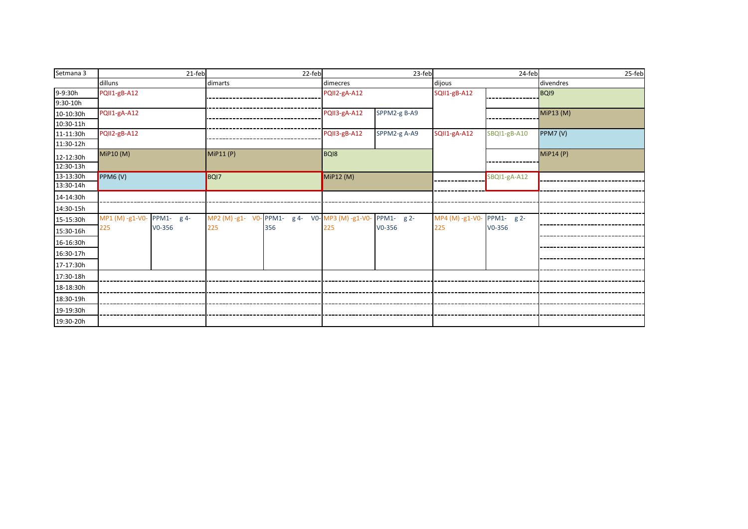| Setmana 3 | 21-feb | | 22-feb | | 23-feb | | 24-feb | | 25-feb |
|---|---|---|---|---|---|---|---|---|---|
| | dilluns | | dimarts | | dimecres | | dijous | | divendres |
| 9-9:30h | PQII1-gB-A12 | | | | PQII2-gA-A12 | | SQII1-gB-A12 | | BQI9 |
| 9:30-10h | | | | | | | | | |
| 10-10:30h | PQII1-gA-A12 | | | | PQII3-gA-A12 | SPPM2-g B-A9 | | | MiP13 (M) |
| 10:30-11h | | | | | | | | | |
| 11-11:30h | PQII2-gB-A12 | | | | PQII3-gB-A12 | SPPM2-g A-A9 | SQII1-gA-A12 | SBQI1-gB-A10 | PPM7 (V) |
| 11:30-12h | | | | | | | | | |
| 12-12:30h | MiP10 (M) | | MiP11 (P) | | BQI8 | | | | MiP14 (P) |
| 12:30-13h | | | | | | | | | |
| 13-13:30h | PPM6 (V) | | BQI7 | | MiP12 (M) | | | SBQI1-gA-A12 | |
| 13:30-14h | | | | | | | | | |
| 14-14:30h | | | | | | | | | |
| 14:30-15h | | | | | | | | | |
| 15-15:30h | MP1 (M) -g1-V0-225 | PPM1- g 4- V0-356 | MP2 (M) -g1- V0-225 | PPM1- g 4- V0-356 | MP3 (M) -g1-V0-225 | PPM1- g 2- V0-356 | MP4 (M) -g1-V0-225 | PPM1- g 2- V0-356 | |
| 15:30-16h | | | | | | | | | |
| 16-16:30h | | | | | | | | | |
| 16:30-17h | | | | | | | | | |
| 17-17:30h | | | | | | | | | |
| 17:30-18h | | | | | | | | | |
| 18-18:30h | | | | | | | | | |
| 18:30-19h | | | | | | | | | |
| 19-19:30h | | | | | | | | | |
| 19:30-20h | | | | | | | | | |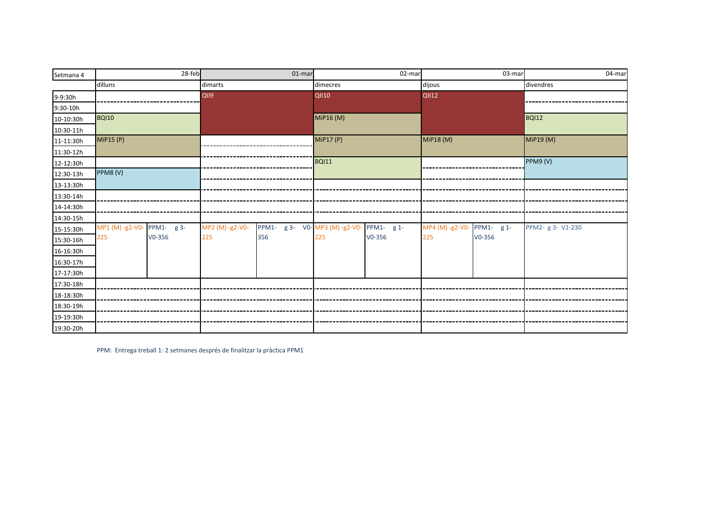| Setmana 4 | 28-feb | 01-mar | 02-mar | 03-mar | 04-mar |
|---|---|---|---|---|---|
| | dilluns | dimarts | dimecres | dijous | divendres |
| 9-9:30h | | QII9 | QII10 | QII12 | |
| 9:30-10h | | | | | |
| 10-10:30h | BQI10 | | MiP16 (M) | | BQI12 |
| 10:30-11h | | | | | |
| 11-11:30h | MiP15 (P) | | MiP17 (P) | MiP18 (M) | MiP19 (M) |
| 11:30-12h | | | | | |
| 12-12:30h | | | BQI11 | | PPM9 (V) |
| 12:30-13h | PPM8 (V) | | | | |
| 13-13:30h | | | | | |
| 13:30-14h | | | | | |
| 14-14:30h | | | | | |
| 14:30-15h | | | | | |
| 15-15:30h | MP1 (M) -g2-V0-225 / PPM1- g 3- V0-356 | MP2 (M) -g2-V0-225 / PPM1- g 3- V0-356 | MP3 (M) -g2-V0-225 / PPM1- g 1- V0-356 | MP4 (M) -g2-V0-225 / PPM1- g 1- V0-356 | PPM2- g 3- V1-230 |
| 15:30-16h | | | | | |
| 16-16:30h | | | | | |
| 16:30-17h | | | | | |
| 17-17:30h | | | | | |
| 17:30-18h | | | | | |
| 18-18:30h | | | | | |
| 18:30-19h | | | | | |
| 19-19:30h | | | | | |
| 19:30-20h | | | | | |

PPM: Entrega treball 1: 2 setmanes després de finalitzar la pràctica PPM1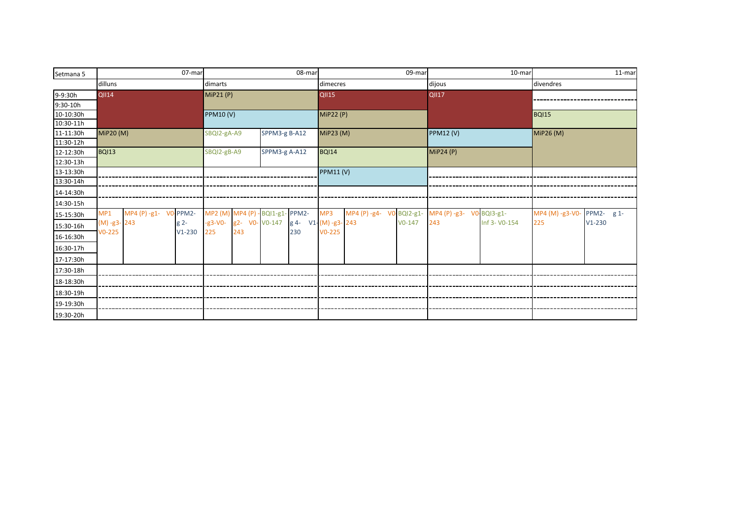| Setmana 5 | 07-mar | | | 08-mar | | | | 09-mar | | | 10-mar | | 11-mar | |
|---|---|---|---|---|---|---|---|---|---|---|---|---|---|---|
| | dilluns | | | dimarts | | | | dimecres | | | dijous | | divendres | |
| 9-9:30h | QI14 | | | MiP21 (P) | | | | QI15 | | | QI17 | | | |
| 9:30-10h | | | | | | | | | | | | | | |
| 10-10:30h | | | | PPM10 (V) | | | | MiP22 (P) | | | | | BQI15 | |
| 10:30-11h | | | | | | | | | | | | | | |
| 11-11:30h | MiP20 (M) | | | SBQI2-gA-A9 | | SPPM3-g B-A12 | | MiP23 (M) | | | PPM12 (V) | | MiP26 (M) | |
| 11:30-12h | | | | | | | | | | | | | | |
| 12-12:30h | BQI13 | | | SBQI2-gB-A9 | | SPPM3-g A-A12 | | BQI14 | | | MiP24 (P) | | | |
| 12:30-13h | | | | | | | | | | | | | | |
| 13-13:30h | | | | | | | | PPM11 (V) | | | | | | |
| 13:30-14h | | | | | | | | | | | | | | |
| 14-14:30h | | | | | | | | | | | | | | |
| 14:30-15h | | | | | | | | | | | | | | |
| 15-15:30h | MP1 (M) -g3-V0-225 | MP4 (P) -g1- V0-243 | PPM2-g 2-V1-230 | MP2 (M) -g3-V0-225 | MP4 (P) -g2- V0-243 | BQI1-g1-V0-147 | PPM2-g 4- V1-230 | MP3 (M) -g3-V0-225 | MP4 (P) -g4- V0-243 | BQI2-g1-V0-147 | MP4 (P) -g3- V0-243 | BQI3-g1-Inf 3- V0-154 | MP4 (M) -g3-V0-225 | PPM2- g 1-V1-230 |
| 15:30-16h | | | | | | | | | | | | | | |
| 16-16:30h | | | | | | | | | | | | | | |
| 16:30-17h | | | | | | | | | | | | | | |
| 17-17:30h | | | | | | | | | | | | | | |
| 17:30-18h | | | | | | | | | | | | | | |
| 18-18:30h | | | | | | | | | | | | | | |
| 18:30-19h | | | | | | | | | | | | | | |
| 19-19:30h | | | | | | | | | | | | | | |
| 19:30-20h | | | | | | | | | | | | | | |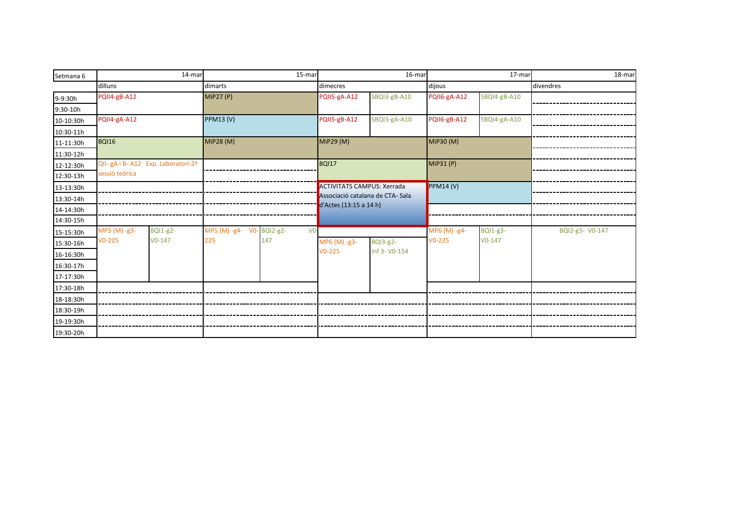| Setmana 6 | 14-mar | | 15-mar | | 16-mar | | 17-mar | | 18-mar |
|---|---|---|---|---|---|---|---|---|---|
| | dilluns | | dimarts | | dimecres | | dijous | | divendres |
| 9-9:30h | PQII4-gB-A12 | | MiP27 (P) | | PQII5-gA-A12 | SBQI3-gB-A10 | PQII6-gA-A12 | SBQI4-gB-A10 | |
| 9:30-10h | | | | | | | | | |
| 10-10:30h | PQII4-gA-A12 | | PPM13 (V) | | PQII5-gB-A12 | SBQI3-gA-A10 | PQII6-gB-A12 | SBQI4-gA-A10 | |
| 10:30-11h | | | | | | | | | |
| 11-11:30h | BQI16 | | MiP28 (M) | | MiP29 (M) | | MiP30 (M) | | |
| 11:30-12h | | | | | | | | | |
| 12-12:30h | QII- gA i B- A12 Exp. Laboratori-2ª sessió teòrica | | | | BQI17 | | MiP31 (P) | | |
| 12:30-13h | | | | | | | | | |
| 13-13:30h | | | | | ACTIVITATS CAMPUS: Xerrada Associació catalana de CTA- Sala d'Actes (13:15 a 14 h) | | PPM14 (V) | | |
| 13:30-14h | | | | | | | | | |
| 14-14:30h | | | | | | | | | |
| 14:30-15h | | | | | | | | | |
| 15-15:30h | MP5 (M) -g3- V0-225 | BQI1-g2- V0-147 | MP5 (M) -g4- V0-225 | BQI2-g2- V0-147 | | | MP6 (M) -g4- V0-225 | BQI1-g3- V0-147 | BQI2-g3- V0-147 |
| 15:30-16h | | | | | MP6 (M) -g3- V0-225 | BQI3-g2- Inf 3- V0-154 | | | |
| 16-16:30h | | | | | | | | | |
| 16:30-17h | | | | | | | | | |
| 17-17:30h | | | | | | | | | |
| 17:30-18h | | | | | | | | | |
| 18-18:30h | | | | | | | | | |
| 18:30-19h | | | | | | | | | |
| 19-19:30h | | | | | | | | | |
| 19:30-20h | | | | | | | | | |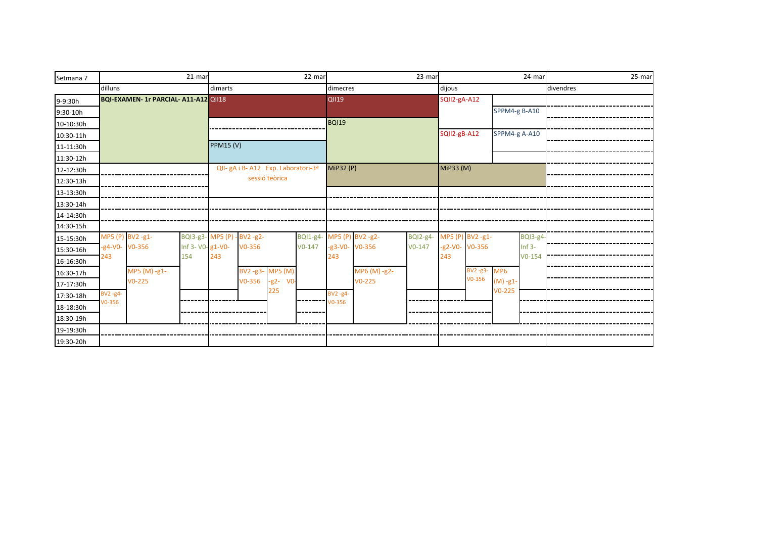| Setmana 7 | 21-mar | 22-mar | 23-mar | 24-mar | 25-mar |
|---|---|---|---|---|---|
| | dilluns | dimarts | dimecres | dijous | divendres |
| 9-9:30h | BQI-EXAMEN- 1r PARCIAL- A11-A12 | QII18 | QII19 | SQII2-gA-A12 | |
| 9:30-10h | | | | SPPM4-g B-A10 | |
| 10-10:30h | | | BQI19 | | |
| 10:30-11h | | | | SQII2-gB-A12 / SPPM4-g A-A10 | |
| 11-11:30h | | PPM15 (V) | | | |
| 11:30-12h | | | | | |
| 12-12:30h | | QII- gA i B- A12 Exp. Laboratori-3ª sessió teòrica | MiP32 (P) | MiP33 (M) | |
| 12:30-13h | | | | | |
| 13-13:30h | | | | | |
| 13:30-14h | | | | | |
| 14-14:30h | | | | | |
| 14:30-15h | | | | | |
| 15-15:30h | MP5 (P) -g4-V0-243 / BV2 -g1- V0-356 / BQI3-g3-Inf 3- V0-154 | MP5 (P) -g1-V0-243 / BV2 -g2- V0-356 / BQI1-g4- V0-147 | MP5 (P) -g3-V0-243 / BV2 -g2- V0-356 / BQI2-g4- V0-147 | MP5 (P) -g2-V0-243 / BV2 -g1- V0-356 / BQI3-g4-Inf 3- V0-154 | |
| 15:30-16h | | | | | |
| 16-16:30h | | | | | |
| 16:30-17h | MP5 (M) -g1- V0-225 | BV2 -g3- V0-356 / MP5 (M) -g2- V0-225 | MP6 (M) -g2- V0-225 | BV2 -g3- V0-356 / MP6 (M) -g1- V0-225 | |
| 17-17:30h | | | | | |
| 17:30-18h | BV2 -g4- V0-356 | | BV2 -g4- V0-356 | | |
| 18-18:30h | | | | | |
| 18:30-19h | | | | | |
| 19-19:30h | | | | | |
| 19:30-20h | | | | | |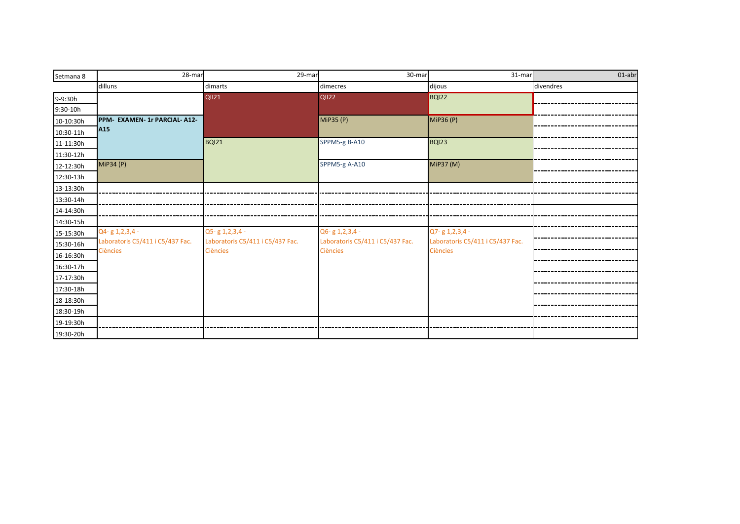| Setmana 8 | 28-mar | 29-mar | 30-mar | 31-mar | 01-abr |
|---|---|---|---|---|---|
| | dilluns | dimarts | dimecres | dijous | divendres |
| 9-9:30h | | QII21 | QII22 | BQI22 | |
| 9:30-10h | | | | | |
| 10-10:30h | **PPM- EXAMEN- 1r PARCIAL- A12-A15** | | MiP35 (P) | MiP36 (P) | |
| 10:30-11h | | | | | |
| 11-11:30h | | BQI21 | SPPM5-g B-A10 | BQI23 | |
| 11:30-12h | | | | | |
| 12-12:30h | MiP34 (P) | | SPPM5-g A-A10 | MiP37 (M) | |
| 12:30-13h | | | | | |
| 13-13:30h | | | | | |
| 13:30-14h | | | | | |
| 14-14:30h | | | | | |
| 14:30-15h | | | | | |
| 15-15:30h | Q4- g 1,2,3,4 - Laboratoris C5/411 i C5/437 Fac. Ciències | Q5- g 1,2,3,4 - Laboratoris C5/411 i C5/437 Fac. Ciències | Q6- g 1,2,3,4 - Laboratoris C5/411 i C5/437 Fac. Ciències | Q7- g 1,2,3,4 - Laboratoris C5/411 i C5/437 Fac. Ciències | |
| 15:30-16h | | | | | |
| 16-16:30h | | | | | |
| 16:30-17h | | | | | |
| 17-17:30h | | | | | |
| 17:30-18h | | | | | |
| 18-18:30h | | | | | |
| 18:30-19h | | | | | |
| 19-19:30h | | | | | |
| 19:30-20h | | | | | |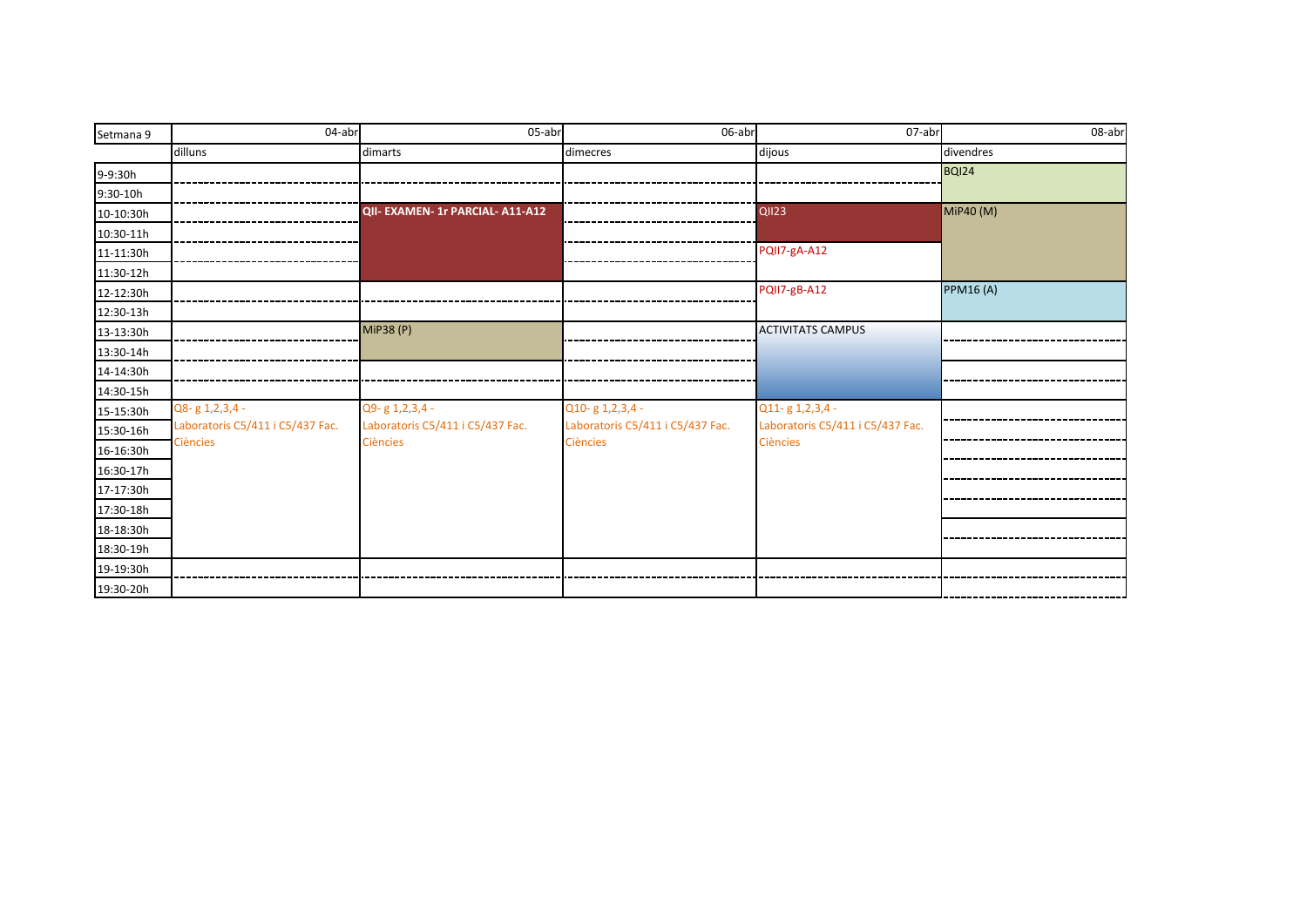| Setmana 9 | 04-abr | 05-abr | 06-abr | 07-abr | 08-abr |
|---|---|---|---|---|---|
| | dilluns | dimarts | dimecres | dijous | divendres |
| 9-9:30h | | | | | BQI24 |
| 9:30-10h | | | | | |
| 10-10:30h | | **QII- EXAMEN- 1r PARCIAL- A11-A12** | | QII23 | MiP40 (M) |
| 10:30-11h | | | | | |
| 11-11:30h | | | | PQII7-gA-A12 | |
| 11:30-12h | | | | | |
| 12-12:30h | | | | PQII7-gB-A12 | PPM16 (A) |
| 12:30-13h | | | | | |
| 13-13:30h | | MiP38 (P) | | ACTIVITATS CAMPUS | |
| 13:30-14h | | | | | |
| 14-14:30h | | | | | |
| 14:30-15h | | | | | |
| 15-15:30h | Q8- g 1,2,3,4 - Laboratoris C5/411 i C5/437 Fac. Ciències | Q9- g 1,2,3,4 - Laboratoris C5/411 i C5/437 Fac. Ciències | Q10- g 1,2,3,4 - Laboratoris C5/411 i C5/437 Fac. Ciències | Q11- g 1,2,3,4 - Laboratoris C5/411 i C5/437 Fac. Ciències | |
| 15:30-16h | | | | | |
| 16-16:30h | | | | | |
| 16:30-17h | | | | | |
| 17-17:30h | | | | | |
| 17:30-18h | | | | | |
| 18-18:30h | | | | | |
| 18:30-19h | | | | | |
| 19-19:30h | | | | | |
| 19:30-20h | | | | | |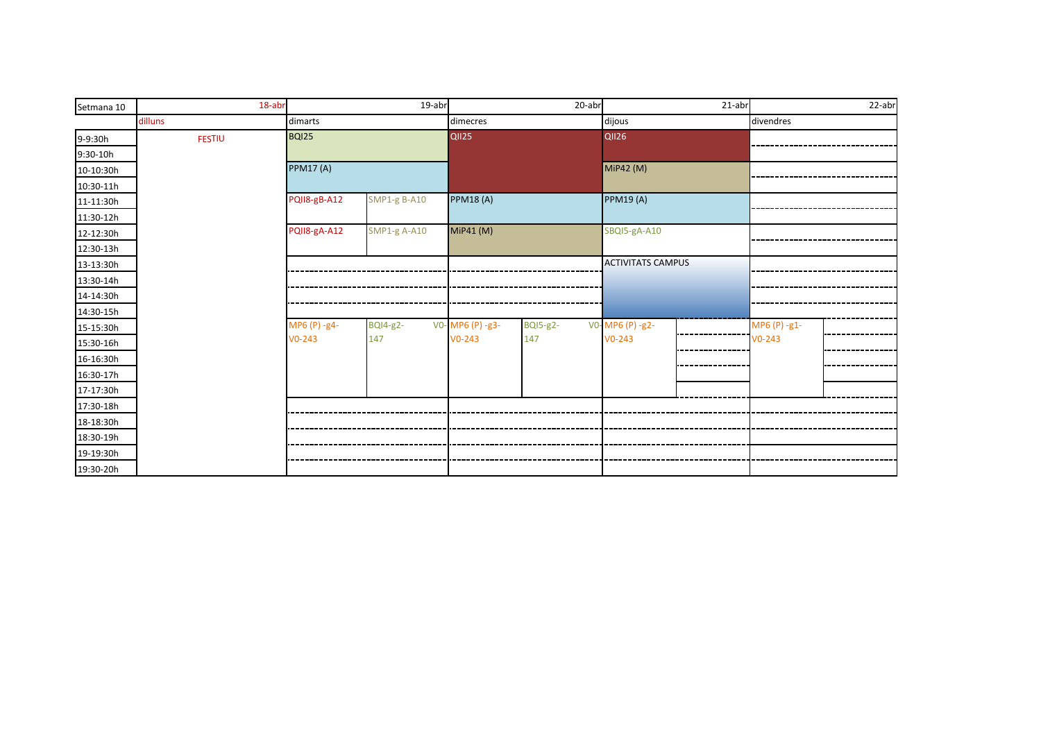| Setmana 10 | 18-abr | 19-abr | | 20-abr | | 21-abr | | 22-abr | |
|---|---|---|---|---|---|---|---|---|---|
| | dilluns | dimarts | | dimecres | | dijous | | divendres | |
| 9-9:30h | FESTIU | BQI25 | | QII25 | | QII26 | | | |
| 9:30-10h | | | | | | | | | |
| 10-10:30h | | PPM17 (A) | | | | MiP42 (M) | | | |
| 10:30-11h | | | | | | | | | |
| 11-11:30h | | PQII8-gB-A12 | SMP1-g B-A10 | PPM18 (A) | | PPM19 (A) | | | |
| 11:30-12h | | | | | | | | | |
| 12-12:30h | | PQII8-gA-A12 | SMP1-g A-A10 | MiP41 (M) | | SBQI5-gA-A10 | | | |
| 12:30-13h | | | | | | | | | |
| 13-13:30h | | | | | | ACTIVITATS CAMPUS | | | |
| 13:30-14h | | | | | | | | | |
| 14-14:30h | | | | | | | | | |
| 14:30-15h | | | | | | | | | |
| 15-15:30h | | MP6 (P) -g4-V0-243 | BQI4-g2-V0-147 | MP6 (P) -g3-V0-243 | BQI5-g2-V0-147 | MP6 (P) -g2-V0-243 | | MP6 (P) -g1-V0-243 | |
| 15:30-16h | | | | | | | | | |
| 16-16:30h | | | | | | | | | |
| 16:30-17h | | | | | | | | | |
| 17-17:30h | | | | | | | | | |
| 17:30-18h | | | | | | | | | |
| 18-18:30h | | | | | | | | | |
| 18:30-19h | | | | | | | | | |
| 19-19:30h | | | | | | | | | |
| 19:30-20h | | | | | | | | | |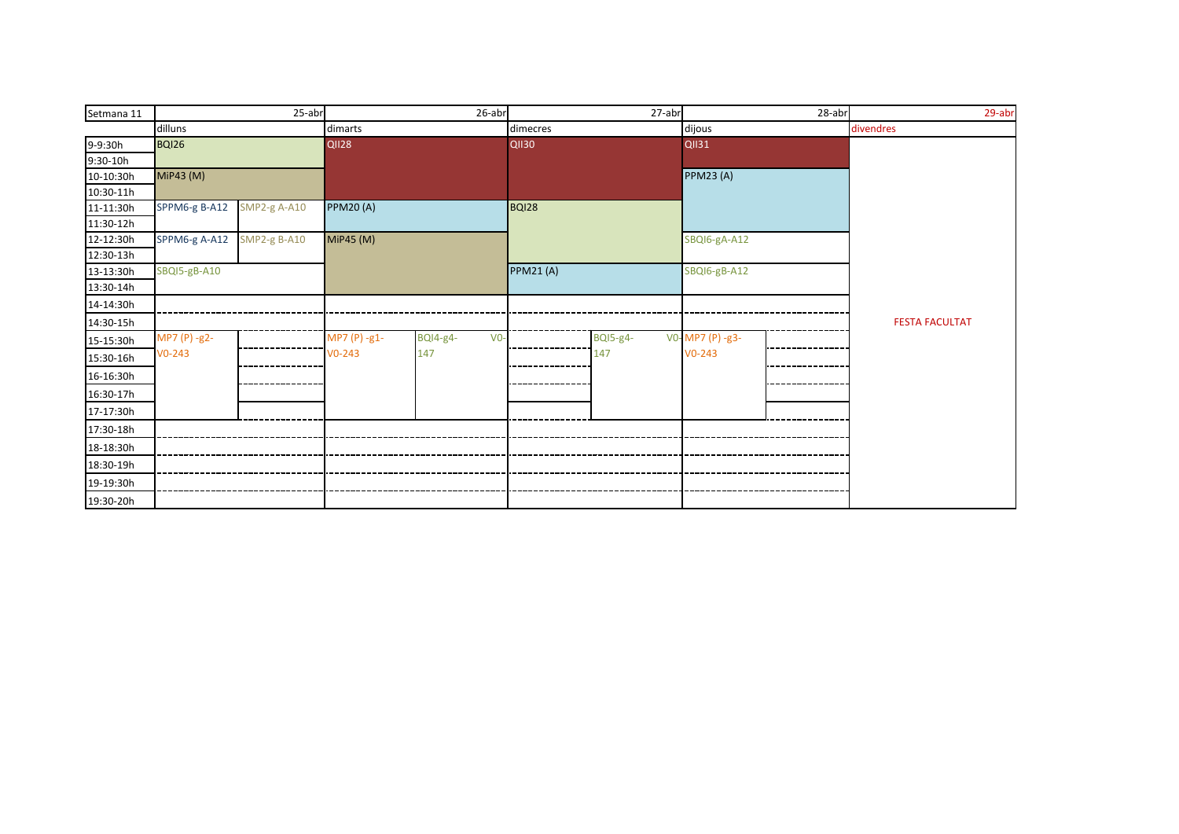| Setmana 11 | 25-abr | | 26-abr | | 27-abr | | 28-abr | | 29-abr |
|---|---|---|---|---|---|---|---|---|---|
| | dilluns | | dimarts | | dimecres | | dijous | | divendres |
| 9-9:30h | BQI26 | | QII28 | | QII30 | | QII31 | | |
| 9:30-10h | | | | | | | | | |
| 10-10:30h | MiP43 (M) | | | | | | PPM23 (A) | | |
| 10:30-11h | | | | | | | | | |
| 11-11:30h | SPPM6-g B-A12 | SMP2-g A-A10 | PPM20 (A) | | BQI28 | | | | |
| 11:30-12h | | | | | | | | | |
| 12-12:30h | SPPM6-g A-A12 | SMP2-g B-A10 | MiP45 (M) | | | | SBQI6-gA-A12 | | |
| 12:30-13h | | | | | | | | | |
| 13-13:30h | SBQI5-gB-A10 | | | | PPM21 (A) | | SBQI6-gB-A12 | | |
| 13:30-14h | | | | | | | | | |
| 14-14:30h | | | | | | | | | |
| 14:30-15h | | | | | | | | | FESTA FACULTAT |
| 15-15:30h | MP7 (P) -g2-V0-243 | | MP7 (P) -g1-V0-243 | BQI4-g4-V0-147 | | BQI5-g4-V0-147 | MP7 (P) -g3-V0-243 | | |
| 15:30-16h | | | | | | | | | |
| 16-16:30h | | | | | | | | | |
| 16:30-17h | | | | | | | | | |
| 17-17:30h | | | | | | | | | |
| 17:30-18h | | | | | | | | | |
| 18-18:30h | | | | | | | | | |
| 18:30-19h | | | | | | | | | |
| 19-19:30h | | | | | | | | | |
| 19:30-20h | | | | | | | | | |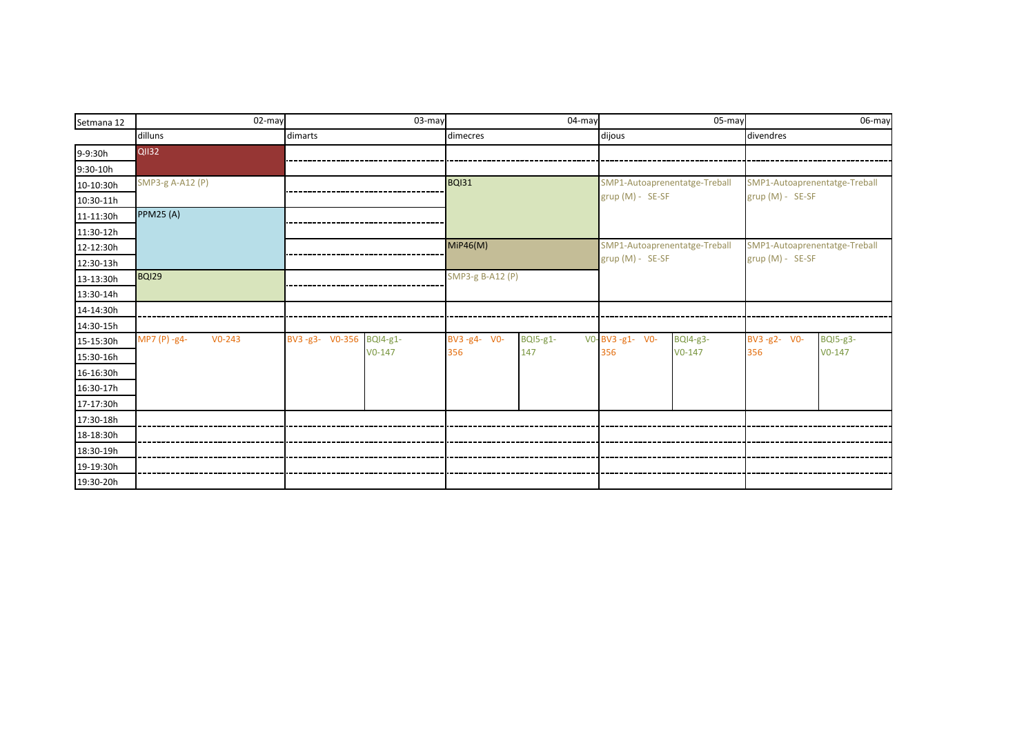| Setmana 12 | 02-may | | 03-may | | 04-may | | 05-may | | 06-may | |
|---|---|---|---|---|---|---|---|---|---|---|
| | dilluns | | dimarts | | dimecres | | dijous | | divendres | |
| 9-9:30h | QII32 | | | | | | | | | |
| 9:30-10h | | | | | | | | | | |
| 10-10:30h | SMP3-g A-A12 (P) | | | | BQI31 | | SMP1-Autoaprenentatge-Treball grup (M) - SE-SF | | SMP1-Autoaprenentatge-Treball grup (M) - SE-SF | |
| 10:30-11h | | | | | | | | | | |
| 11-11:30h | PPM25 (A) | | | | | | | | | |
| 11:30-12h | | | | | | | | | | |
| 12-12:30h | | | | | MiP46(M) | | SMP1-Autoaprenentatge-Treball grup (M) - SE-SF | | SMP1-Autoaprenentatge-Treball grup (M) - SE-SF | |
| 12:30-13h | | | | | | | | | | |
| 13-13:30h | BQI29 | | | | SMP3-g B-A12 (P) | | | | | |
| 13:30-14h | | | | | | | | | | |
| 14-14:30h | | | | | | | | | | |
| 14:30-15h | | | | | | | | | | |
| 15-15:30h | MP7 (P) -g4- V0-243 | | BV3 -g3- V0-356 | BQI4-g1- V0-147 | BV3 -g4- V0-356 | BQI5-g1- V0-147 | BV3 -g1- V0-356 | BQI4-g3- V0-147 | BV3 -g2- V0-356 | BQI5-g3- V0-147 |
| 15:30-16h | | | | | | | | | | |
| 16-16:30h | | | | | | | | | | |
| 16:30-17h | | | | | | | | | | |
| 17-17:30h | | | | | | | | | | |
| 17:30-18h | | | | | | | | | | |
| 18-18:30h | | | | | | | | | | |
| 18:30-19h | | | | | | | | | | |
| 19-19:30h | | | | | | | | | | |
| 19:30-20h | | | | | | | | | | |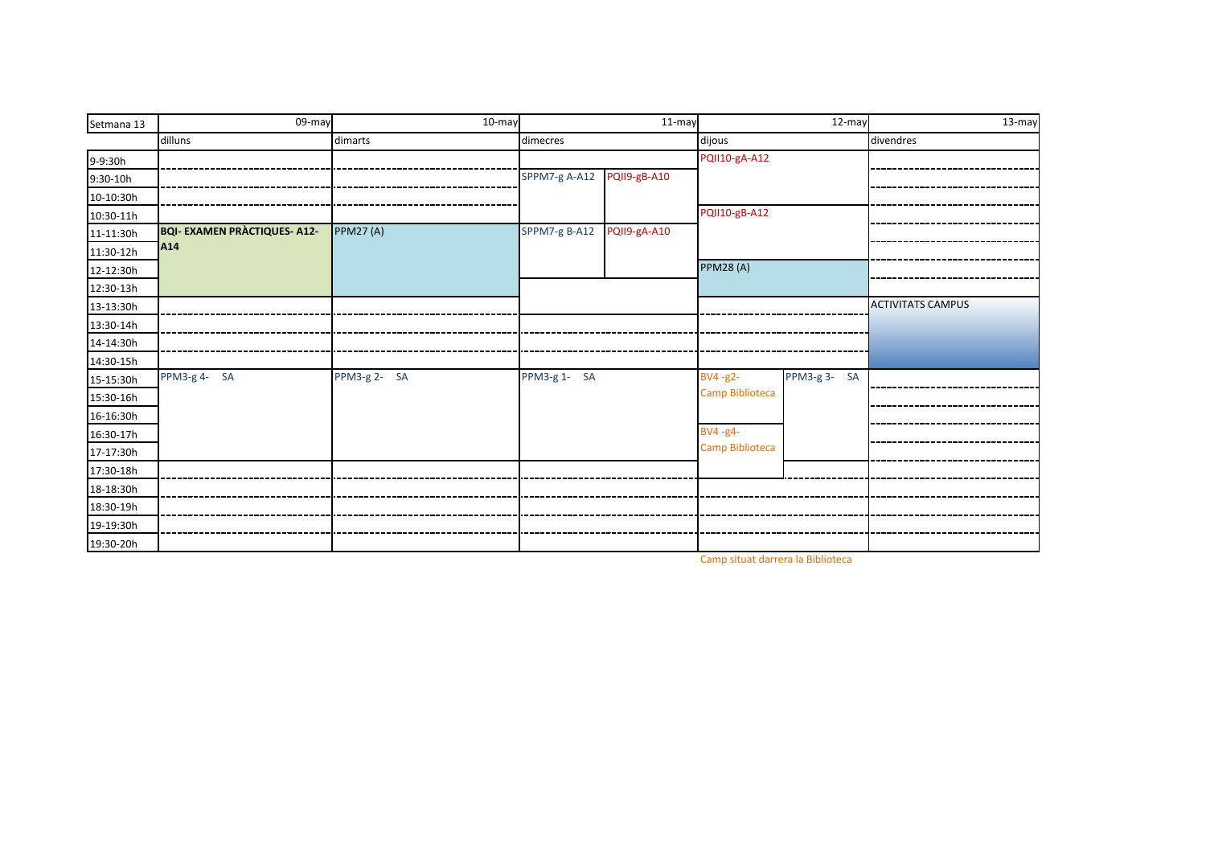| Setmana 13 | 09-may | 10-may | 11-may | | 12-may | | 13-may |
|---|---|---|---|---|---|---|---|
| | dilluns | dimarts | dimecres | | dijous | | divendres |
| 9-9:30h | | | | | PQII10-gA-A12 | | |
| 9:30-10h | | | SPPM7-g A-A12 | PQII9-gB-A10 | | | |
| 10-10:30h | | | | | | | |
| 10:30-11h | | | | | PQII10-gB-A12 | | |
| 11-11:30h | **BQI- EXAMEN PRÀCTIQUES- A12-A14** | PPM27 (A) | SPPM7-g B-A12 | PQII9-gA-A10 | | | |
| 11:30-12h | | | | | | | |
| 12-12:30h | | | | | PPM28 (A) | | |
| 12:30-13h | | | | | | | |
| 13-13:30h | | | | | | | ACTIVITATS CAMPUS |
| 13:30-14h | | | | | | | |
| 14-14:30h | | | | | | | |
| 14:30-15h | | | | | | | |
| 15-15:30h | PPM3-g 4- SA | PPM3-g 2- SA | PPM3-g 1- SA | | BV4 -g2- Camp Biblioteca | PPM3-g 3- SA | |
| 15:30-16h | | | | | | | |
| 16-16:30h | | | | | | | |
| 16:30-17h | | | | | BV4 -g4- Camp Biblioteca | | |
| 17-17:30h | | | | | | | |
| 17:30-18h | | | | | | | |
| 18-18:30h | | | | | | | |
| 18:30-19h | | | | | | | |
| 19-19:30h | | | | | | | |
| 19:30-20h | | | | | | | |

Camp situat darrera la Biblioteca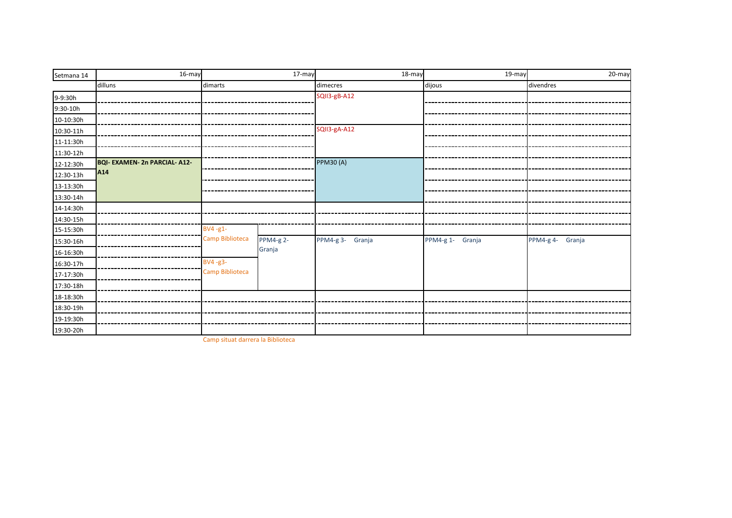| Setmana 14 | 16-may | 17-may | | 18-may | 19-may | 20-may |
|---|---|---|---|---|---|---|
| | dilluns | dimarts | | dimecres | dijous | divendres |
| 9-9:30h | | | | SQII3-gB-A12 | | |
| 9:30-10h | | | | | | |
| 10-10:30h | | | | | | |
| 10:30-11h | | | | SQII3-gA-A12 | | |
| 11-11:30h | | | | | | |
| 11:30-12h | | | | | | |
| 12-12:30h | **BQI- EXAMEN- 2n PARCIAL- A12-A14** | | | PPM30 (A) | | |
| 12:30-13h | | | | | | |
| 13-13:30h | | | | | | |
| 13:30-14h | | | | | | |
| 14-14:30h | | | | | | |
| 14:30-15h | | | | | | |
| 15-15:30h | | BV4 -g1- Camp Biblioteca | | | | |
| 15:30-16h | | | PPM4-g 2- Granja | PPM4-g 3- Granja | PPM4-g 1- Granja | PPM4-g 4- Granja |
| 16-16:30h | | | | | | |
| 16:30-17h | | BV4 -g3- Camp Biblioteca | | | | |
| 17-17:30h | | | | | | |
| 17:30-18h | | | | | | |
| 18-18:30h | | | | | | |
| 18:30-19h | | | | | | |
| 19-19:30h | | | | | | |
| 19:30-20h | | | | | | |

Camp situat darrera la Biblioteca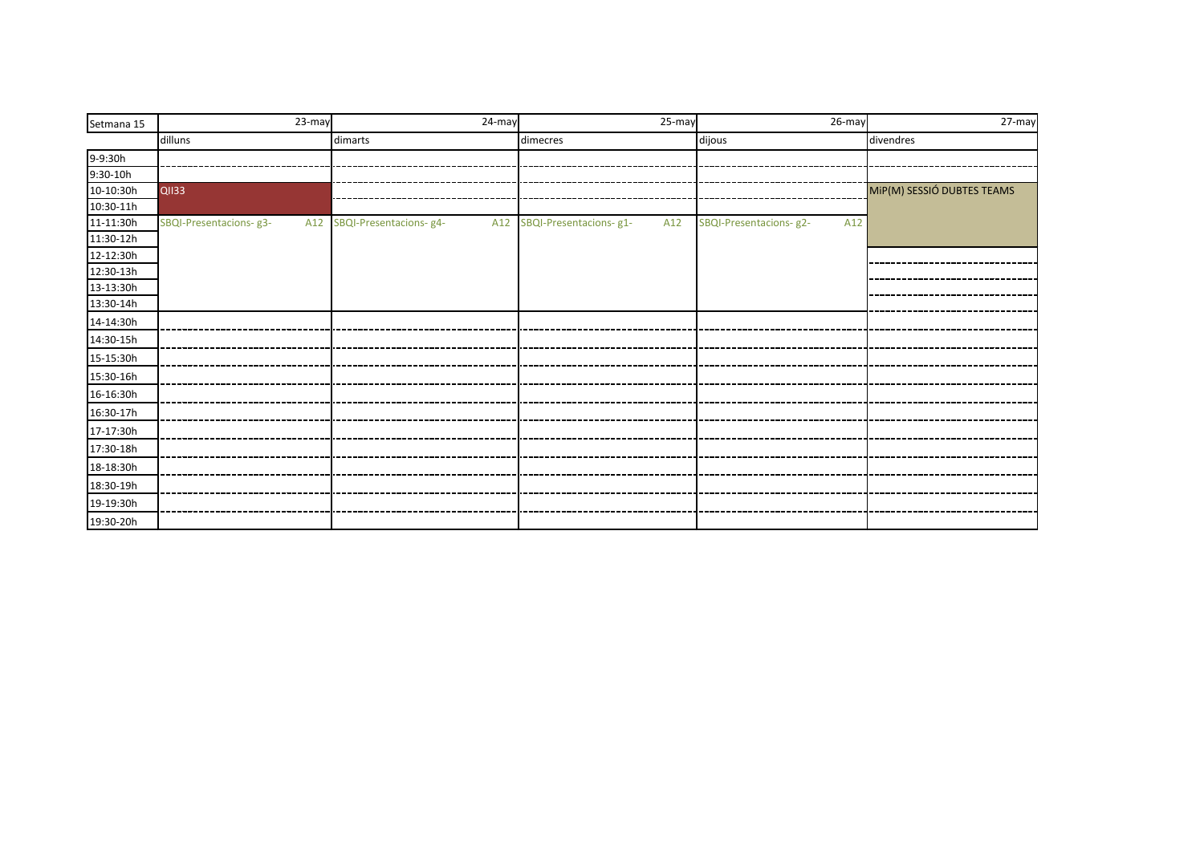| Setmana 15 | 23-may | 24-may | 25-may | 26-may | 27-may |
|---|---|---|---|---|---|
| | dilluns | dimarts | dimecres | dijous | divendres |
| 9-9:30h | | | | | |
| 9:30-10h | | | | | |
| 10-10:30h | QI133 | | | | MiP(M) SESSIÓ DUBTES TEAMS |
| 10:30-11h | | | | | |
| 11-11:30h | SBQI-Presentacions- g3- A12 | SBQI-Presentacions- g4- A12 | SBQI-Presentacions- g1- A12 | SBQI-Presentacions- g2- A12 | |
| 11:30-12h | | | | | |
| 12-12:30h | | | | | |
| 12:30-13h | | | | | |
| 13-13:30h | | | | | |
| 13:30-14h | | | | | |
| 14-14:30h | | | | | |
| 14:30-15h | | | | | |
| 15-15:30h | | | | | |
| 15:30-16h | | | | | |
| 16-16:30h | | | | | |
| 16:30-17h | | | | | |
| 17-17:30h | | | | | |
| 17:30-18h | | | | | |
| 18-18:30h | | | | | |
| 18:30-19h | | | | | |
| 19-19:30h | | | | | |
| 19:30-20h | | | | | |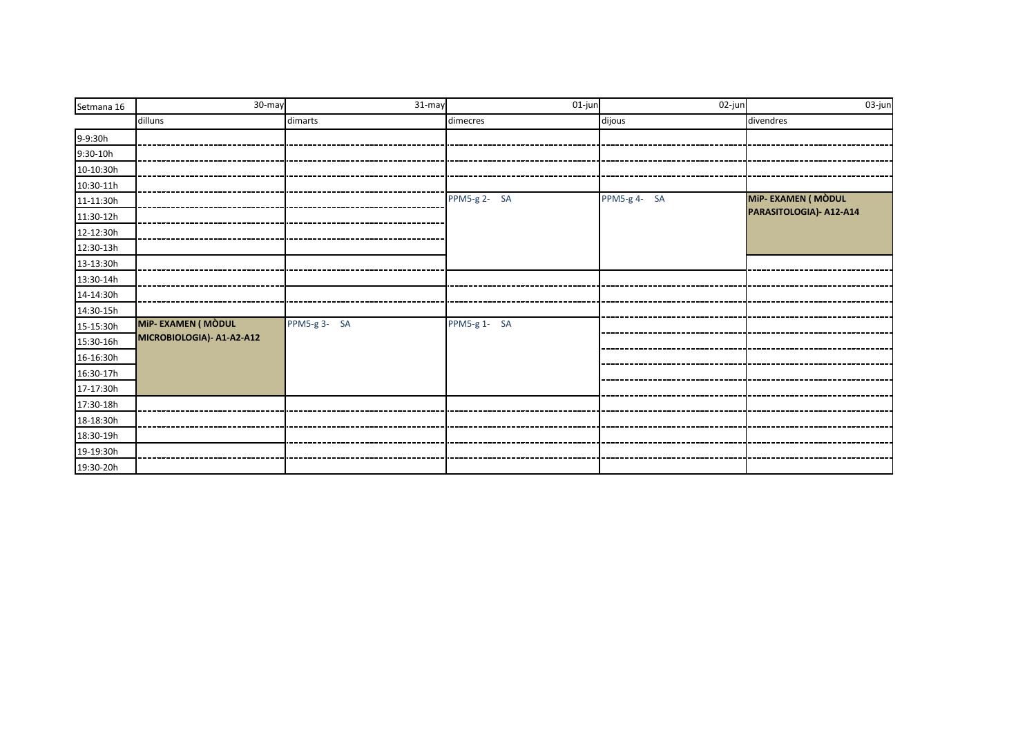| Setmana 16 | 30-may | 31-may | 01-jun | 02-jun | 03-jun |
|---|---|---|---|---|---|
| | dilluns | dimarts | dimecres | dijous | divendres |
| 9-9:30h | | | | | |
| 9:30-10h | | | | | |
| 10-10:30h | | | | | |
| 10:30-11h | | | | | |
| 11-11:30h | | | PPM5-g 2- SA | PPM5-g 4- SA | **MiP- EXAMEN ( MÒDUL PARASITOLOGIA)- A12-A14** |
| 11:30-12h | | | | | |
| 12-12:30h | | | | | |
| 12:30-13h | | | | | |
| 13-13:30h | | | | | |
| 13:30-14h | | | | | |
| 14-14:30h | | | | | |
| 14:30-15h | | | | | |
| 15-15:30h | **MiP- EXAMEN ( MÒDUL MICROBIOLOGIA)- A1-A2-A12** | PPM5-g 3- SA | PPM5-g 1- SA | | |
| 15:30-16h | | | | | |
| 16-16:30h | | | | | |
| 16:30-17h | | | | | |
| 17-17:30h | | | | | |
| 17:30-18h | | | | | |
| 18-18:30h | | | | | |
| 18:30-19h | | | | | |
| 19-19:30h | | | | | |
| 19:30-20h | | | | | |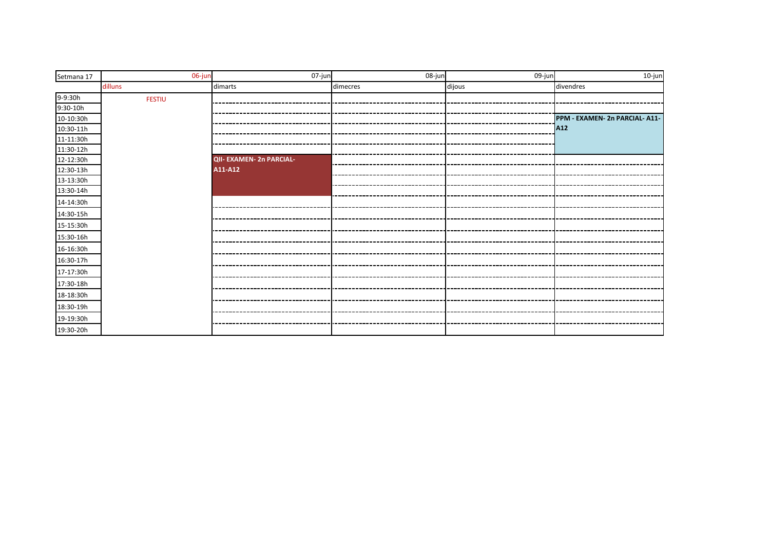| Setmana 17 | 06-jun | 07-jun | 08-jun | 09-jun | 10-jun |
|---|---|---|---|---|---|
| | dilluns | dimarts | dimecres | dijous | divendres |
| 9-9:30h | FESTIU | | | | |
| 9:30-10h | | | | | |
| 10-10:30h | | | | | **PPM - EXAMEN- 2n PARCIAL- A11-A12** |
| 10:30-11h | | | | | |
| 11-11:30h | | | | | |
| 11:30-12h | | | | | |
| 12-12:30h | | **QII- EXAMEN- 2n PARCIAL- A11-A12** | | | |
| 12:30-13h | | | | | |
| 13-13:30h | | | | | |
| 13:30-14h | | | | | |
| 14-14:30h | | | | | |
| 14:30-15h | | | | | |
| 15-15:30h | | | | | |
| 15:30-16h | | | | | |
| 16-16:30h | | | | | |
| 16:30-17h | | | | | |
| 17-17:30h | | | | | |
| 17:30-18h | | | | | |
| 18-18:30h | | | | | |
| 18:30-19h | | | | | |
| 19-19:30h | | | | | |
| 19:30-20h | | | | | |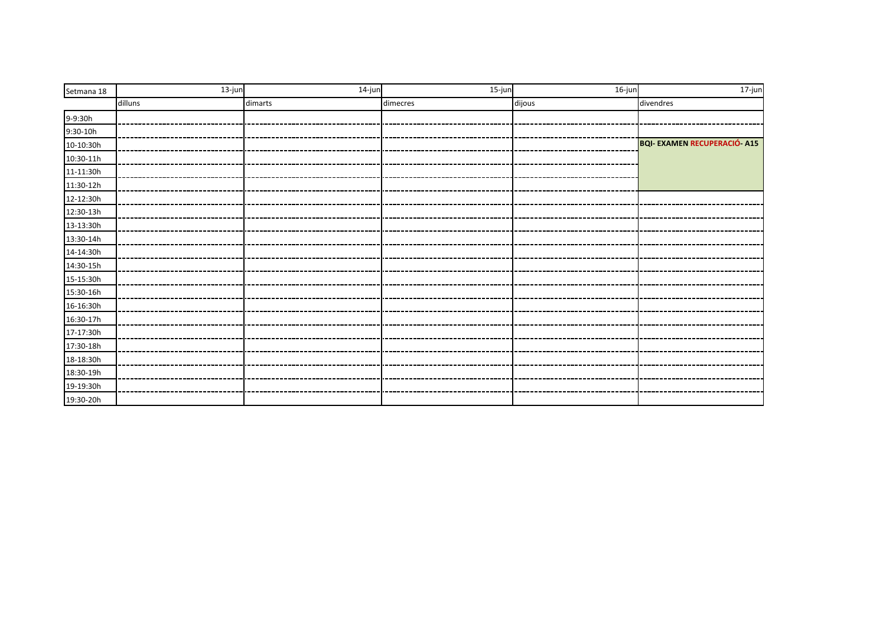| Setmana 18 | 13-jun | 14-jun | 15-jun | 16-jun | 17-jun |
|---|---|---|---|---|---|
| | dilluns | dimarts | dimecres | dijous | divendres |
| 9-9:30h | | | | | |
| 9:30-10h | | | | | |
| 10-10:30h | | | | | **BQI- EXAMEN RECUPERACIÓ- A15** |
| 10:30-11h | | | | | |
| 11-11:30h | | | | | |
| 11:30-12h | | | | | |
| 12-12:30h | | | | | |
| 12:30-13h | | | | | |
| 13-13:30h | | | | | |
| 13:30-14h | | | | | |
| 14-14:30h | | | | | |
| 14:30-15h | | | | | |
| 15-15:30h | | | | | |
| 15:30-16h | | | | | |
| 16-16:30h | | | | | |
| 16:30-17h | | | | | |
| 17-17:30h | | | | | |
| 17:30-18h | | | | | |
| 18-18:30h | | | | | |
| 18:30-19h | | | | | |
| 19-19:30h | | | | | |
| 19:30-20h | | | | | |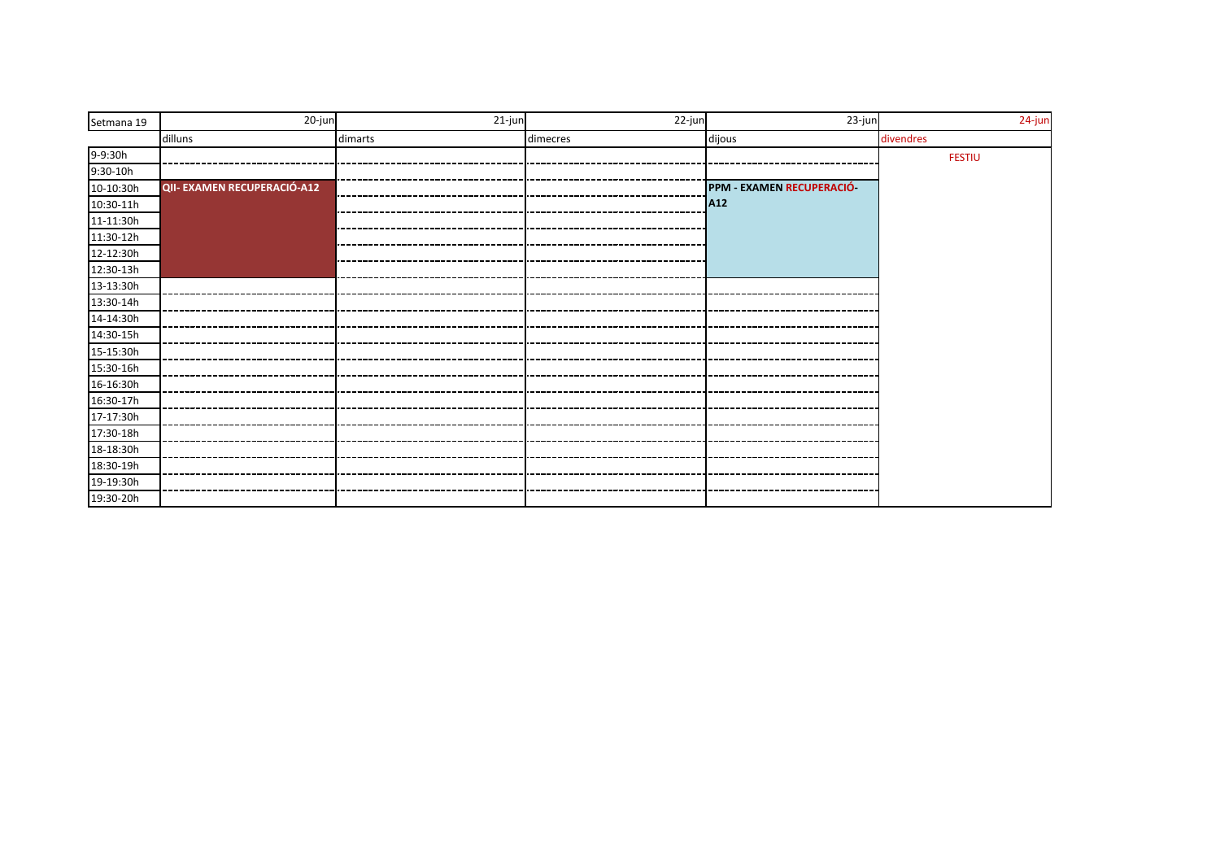| Setmana 19 | 20-jun | 21-jun | 22-jun | 23-jun | 24-jun |
|---|---|---|---|---|---|
| | dilluns | dimarts | dimecres | dijous | divendres |
| 9-9:30h | | | | | FESTIU |
| 9:30-10h | | | | | |
| 10-10:30h | **QII- EXAMEN RECUPERACIÓ-A12** | | | **PPM - EXAMEN RECUPERACIÓ-A12** | |
| 10:30-11h | | | | | |
| 11-11:30h | | | | | |
| 11:30-12h | | | | | |
| 12-12:30h | | | | | |
| 12:30-13h | | | | | |
| 13-13:30h | | | | | |
| 13:30-14h | | | | | |
| 14-14:30h | | | | | |
| 14:30-15h | | | | | |
| 15-15:30h | | | | | |
| 15:30-16h | | | | | |
| 16-16:30h | | | | | |
| 16:30-17h | | | | | |
| 17-17:30h | | | | | |
| 17:30-18h | | | | | |
| 18-18:30h | | | | | |
| 18:30-19h | | | | | |
| 19-19:30h | | | | | |
| 19:30-20h | | | | | |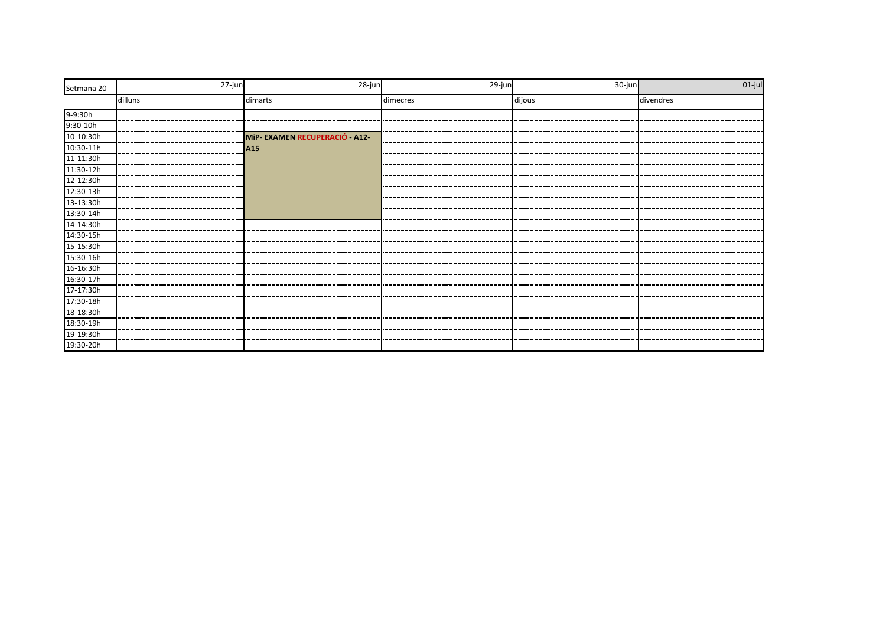| Setmana 20 | 27-jun | 28-jun | 29-jun | 30-jun | 01-jul |
|---|---|---|---|---|---|
| | dilluns | dimarts | dimecres | dijous | divendres |
| 9-9:30h | | | | | |
| 9:30-10h | | | | | |
| 10-10:30h | | **MiP- EXAMEN RECUPERACIÓ - A12-A15** | | | |
| 10:30-11h | | | | | |
| 11-11:30h | | | | | |
| 11:30-12h | | | | | |
| 12-12:30h | | | | | |
| 12:30-13h | | | | | |
| 13-13:30h | | | | | |
| 13:30-14h | | | | | |
| 14-14:30h | | | | | |
| 14:30-15h | | | | | |
| 15-15:30h | | | | | |
| 15:30-16h | | | | | |
| 16-16:30h | | | | | |
| 16:30-17h | | | | | |
| 17-17:30h | | | | | |
| 17:30-18h | | | | | |
| 18-18:30h | | | | | |
| 18:30-19h | | | | | |
| 19-19:30h | | | | | |
| 19:30-20h | | | | | |